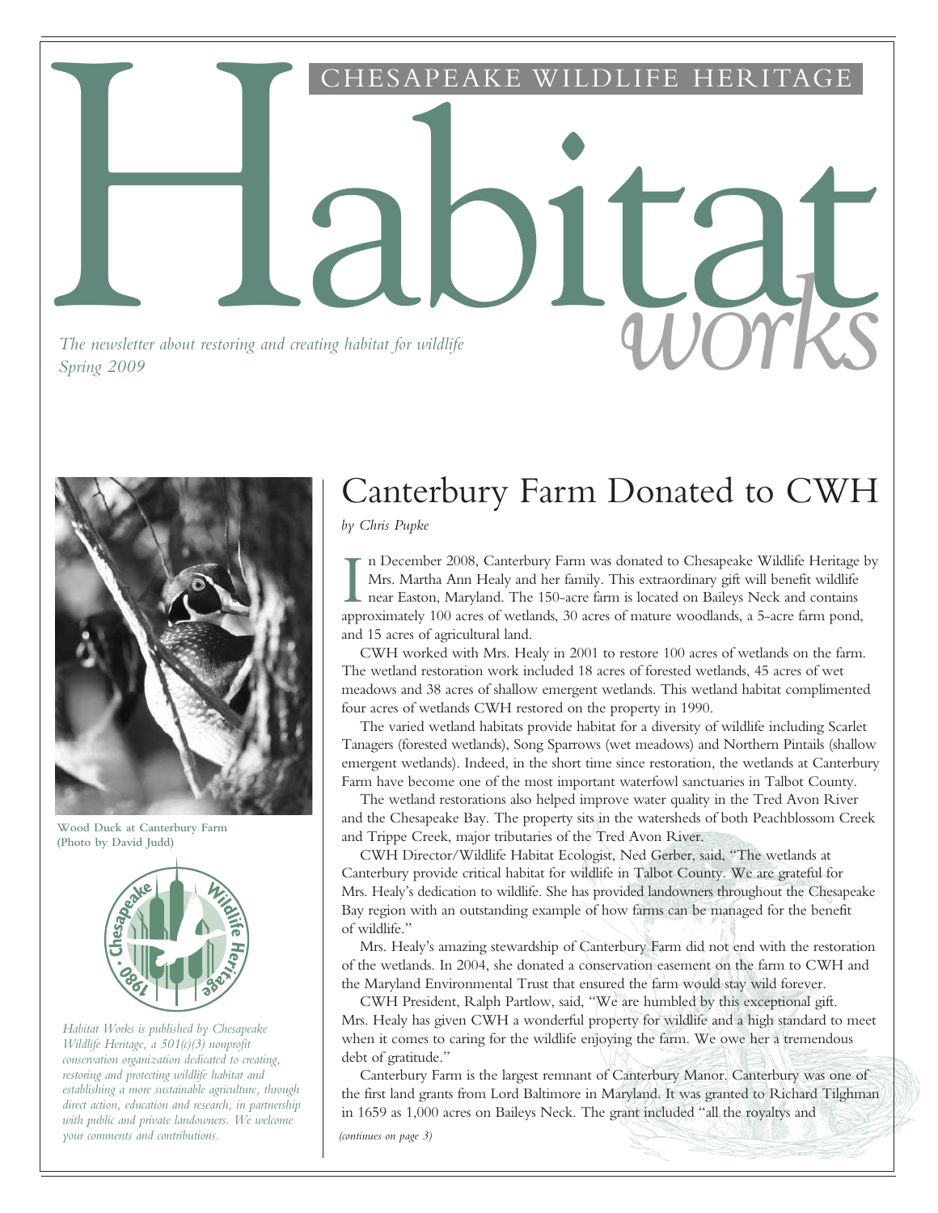CHESAPEAKE WILDLIFE HERITAGE

# Habitat *works*

*The newsletter about restoring and creating habitat for wildlife*
*Spring 2009*

**Wood Duck at Canterbury Farm (Photo by David Judd)**

*Habitat Works is published by Chesapeake Wildlife Heritage, a 501(c)(3) nonprofit conservation organization dedicated to creating, restoring and protecting wildlife habitat and establishing a more sustainable agriculture, through direct action, education and research, in partnership with public and private landowners. We welcome your comments and contributions.*

## Canterbury Farm Donated to CWH

*by Chris Pupke*

In December 2008, Canterbury Farm was donated to Chesapeake Wildlife Heritage by Mrs. Martha Ann Healy and her family. This extraordinary gift will benefit wildlife near Easton, Maryland. The 150-acre farm is located on Baileys Neck and contains approximately 100 acres of wetlands, 30 acres of mature woodlands, a 5-acre farm pond, and 15 acres of agricultural land.

CWH worked with Mrs. Healy in 2001 to restore 100 acres of wetlands on the farm. The wetland restoration work included 18 acres of forested wetlands, 45 acres of wet meadows and 38 acres of shallow emergent wetlands. This wetland habitat complimented four acres of wetlands CWH restored on the property in 1990.

The varied wetland habitats provide habitat for a diversity of wildlife including Scarlet Tanagers (forested wetlands), Song Sparrows (wet meadows) and Northern Pintails (shallow emergent wetlands). Indeed, in the short time since restoration, the wetlands at Canterbury Farm have become one of the most important waterfowl sanctuaries in Talbot County.

The wetland restorations also helped improve water quality in the Tred Avon River and the Chesapeake Bay. The property sits in the watersheds of both Peachblossom Creek and Trippe Creek, major tributaries of the Tred Avon River.

CWH Director/Wildlife Habitat Ecologist, Ned Gerber, said, "The wetlands at Canterbury provide critical habitat for wildlife in Talbot County. We are grateful for Mrs. Healy's dedication to wildlife. She has provided landowners throughout the Chesapeake Bay region with an outstanding example of how farms can be managed for the benefit of wildlife."

Mrs. Healy's amazing stewardship of Canterbury Farm did not end with the restoration of the wetlands. In 2004, she donated a conservation easement on the farm to CWH and the Maryland Environmental Trust that ensured the farm would stay wild forever.

CWH President, Ralph Partlow, said, "We are humbled by this exceptional gift. Mrs. Healy has given CWH a wonderful property for wildlife and a high standard to meet when it comes to caring for the wildlife enjoying the farm. We owe her a tremendous debt of gratitude."

Canterbury Farm is the largest remnant of Canterbury Manor. Canterbury was one of the first land grants from Lord Baltimore in Maryland. It was granted to Richard Tilghman in 1659 as 1,000 acres on Baileys Neck. The grant included "all the royaltys and

*(continues on page 3)*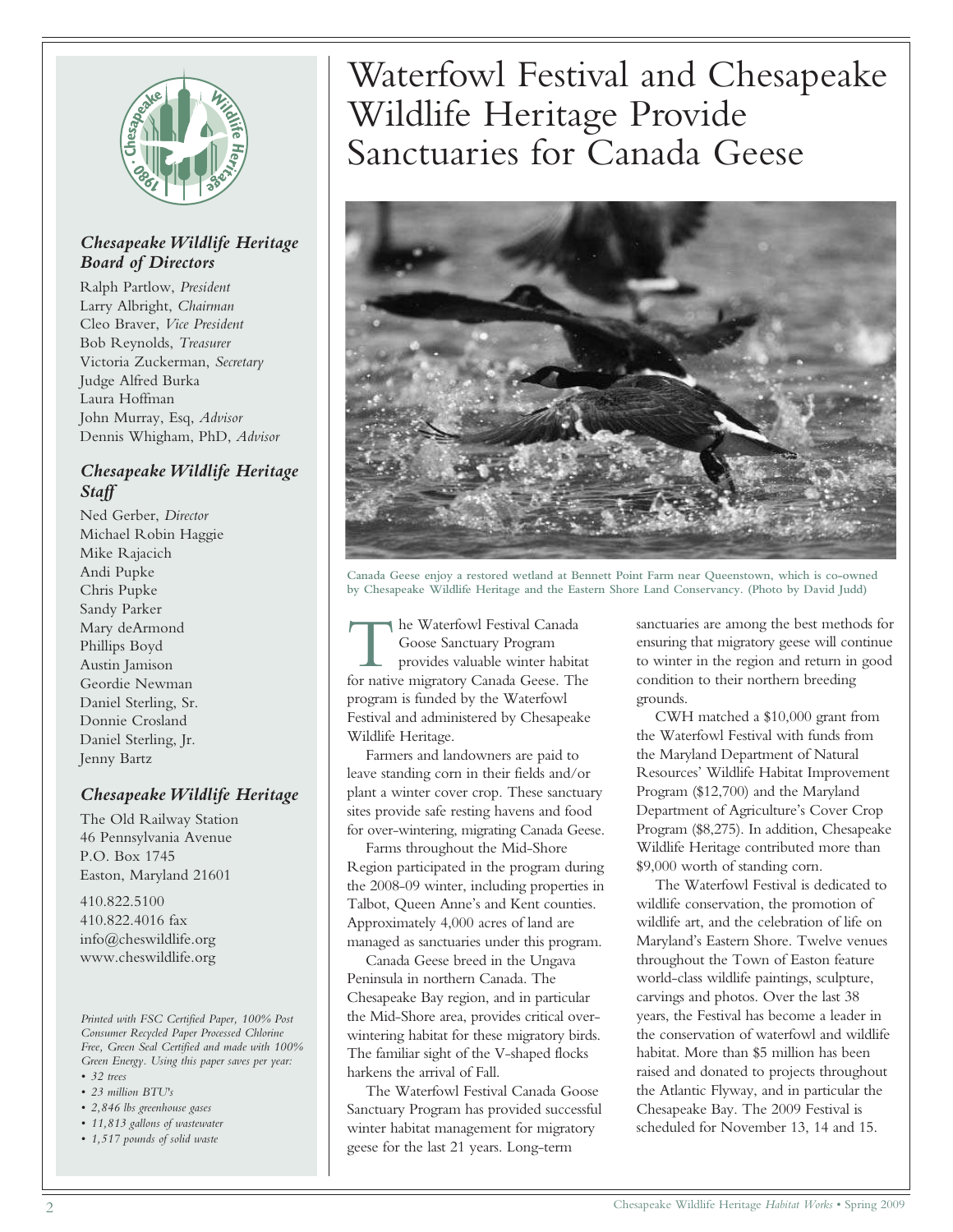# Waterfowl Festival and Chesapeake Wildlife Heritage Provide Sanctuaries for Canada Geese

Canada Geese enjoy a restored wetland at Bennett Point Farm near Queenstown, which is co-owned by Chesapeake Wildlife Heritage and the Eastern Shore Land Conservancy. (Photo by David Judd)

The Waterfowl Festival Canada Goose Sanctuary Program provides valuable winter habitat for native migratory Canada Geese. The program is funded by the Waterfowl Festival and administered by Chesapeake Wildlife Heritage.

Farmers and landowners are paid to leave standing corn in their fields and/or plant a winter cover crop. These sanctuary sites provide safe resting havens and food for over-wintering, migrating Canada Geese.

Farms throughout the Mid-Shore Region participated in the program during the 2008-09 winter, including properties in Talbot, Queen Anne's and Kent counties. Approximately 4,000 acres of land are managed as sanctuaries under this program.

Canada Geese breed in the Ungava Peninsula in northern Canada. The Chesapeake Bay region, and in particular the Mid-Shore area, provides critical over-wintering habitat for these migratory birds. The familiar sight of the V-shaped flocks harkens the arrival of Fall.

The Waterfowl Festival Canada Goose Sanctuary Program has provided successful winter habitat management for migratory geese for the last 21 years. Long-term sanctuaries are among the best methods for ensuring that migratory geese will continue to winter in the region and return in good condition to their northern breeding grounds.

CWH matched a $10,000 grant from the Waterfowl Festival with funds from the Maryland Department of Natural Resources' Wildlife Habitat Improvement Program ($12,700) and the Maryland Department of Agriculture's Cover Crop Program ($8,275). In addition, Chesapeake Wildlife Heritage contributed more than $9,000 worth of standing corn.

The Waterfowl Festival is dedicated to wildlife conservation, the promotion of wildlife art, and the celebration of life on Maryland's Eastern Shore. Twelve venues throughout the Town of Easton feature world-class wildlife paintings, sculpture, carvings and photos. Over the last 38 years, the Festival has become a leader in the conservation of waterfowl and wildlife habitat. More than $5 million has been raised and donated to projects throughout the Atlantic Flyway, and in particular the Chesapeake Bay. The 2009 Festival is scheduled for November 13, 14 and 15.

---

### *Chesapeake Wildlife Heritage Board of Directors*

Ralph Partlow, *President*
Larry Albright, *Chairman*
Cleo Braver, *Vice President*
Bob Reynolds, *Treasurer*
Victoria Zuckerman, *Secretary*
Judge Alfred Burka
Laura Hoffman
John Murray, Esq, *Advisor*
Dennis Whigham, PhD, *Advisor*

### *Chesapeake Wildlife Heritage Staff*

Ned Gerber, *Director*
Michael Robin Haggie
Mike Rajacich
Andi Pupke
Chris Pupke
Sandy Parker
Mary deArmond
Phillips Boyd
Austin Jamison
Geordie Newman
Daniel Sterling, Sr.
Donnie Crosland
Daniel Sterling, Jr.
Jenny Bartz

### *Chesapeake Wildlife Heritage*

The Old Railway Station
46 Pennsylvania Avenue
P.O. Box 1745
Easton, Maryland 21601

410.822.5100
410.822.4016 fax
info@cheswildlife.org
www.cheswildlife.org

*Printed with FSC Certified Paper, 100% Post Consumer Recycled Paper Processed Chlorine Free, Green Seal Certified and made with 100% Green Energy. Using this paper saves per year:*

- *32 trees*
- *23 million BTU's*
- *2,846 lbs greenhouse gases*
- *11,813 gallons of wastewater*
- *1,517 pounds of solid waste*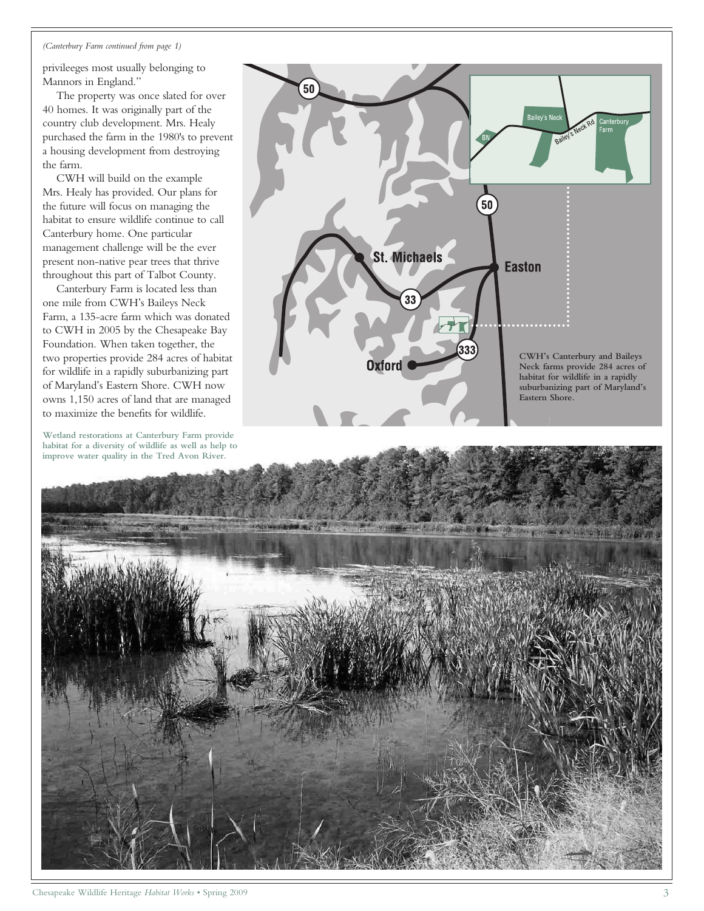*(Canterbury Farm continued from page 1)*

privileeges most usually belonging to Mannors in England."

The property was once slated for over 40 homes. It was originally part of the country club development. Mrs. Healy purchased the farm in the 1980's to prevent a housing development from destroying the farm.

CWH will build on the example Mrs. Healy has provided. Our plans for the future will focus on managing the habitat to ensure wildlife continue to call Canterbury home. One particular management challenge will be the ever present non-native pear trees that thrive throughout this part of Talbot County.

Canterbury Farm is located less than one mile from CWH's Baileys Neck Farm, a 135-acre farm which was donated to CWH in 2005 by the Chesapeake Bay Foundation. When taken together, the two properties provide 284 acres of habitat for wildlife in a rapidly suburbanizing part of Maryland's Eastern Shore. CWH now owns 1,150 acres of land that are managed to maximize the benefits for wildlife.

**CWH's Canterbury and Baileys Neck farms provide 284 acres of habitat for wildlife in a rapidly suburbanizing part of Maryland's Eastern Shore.**

**Wetland restorations at Canterbury Farm provide habitat for a diversity of wildlife as well as help to improve water quality in the Tred Avon River.**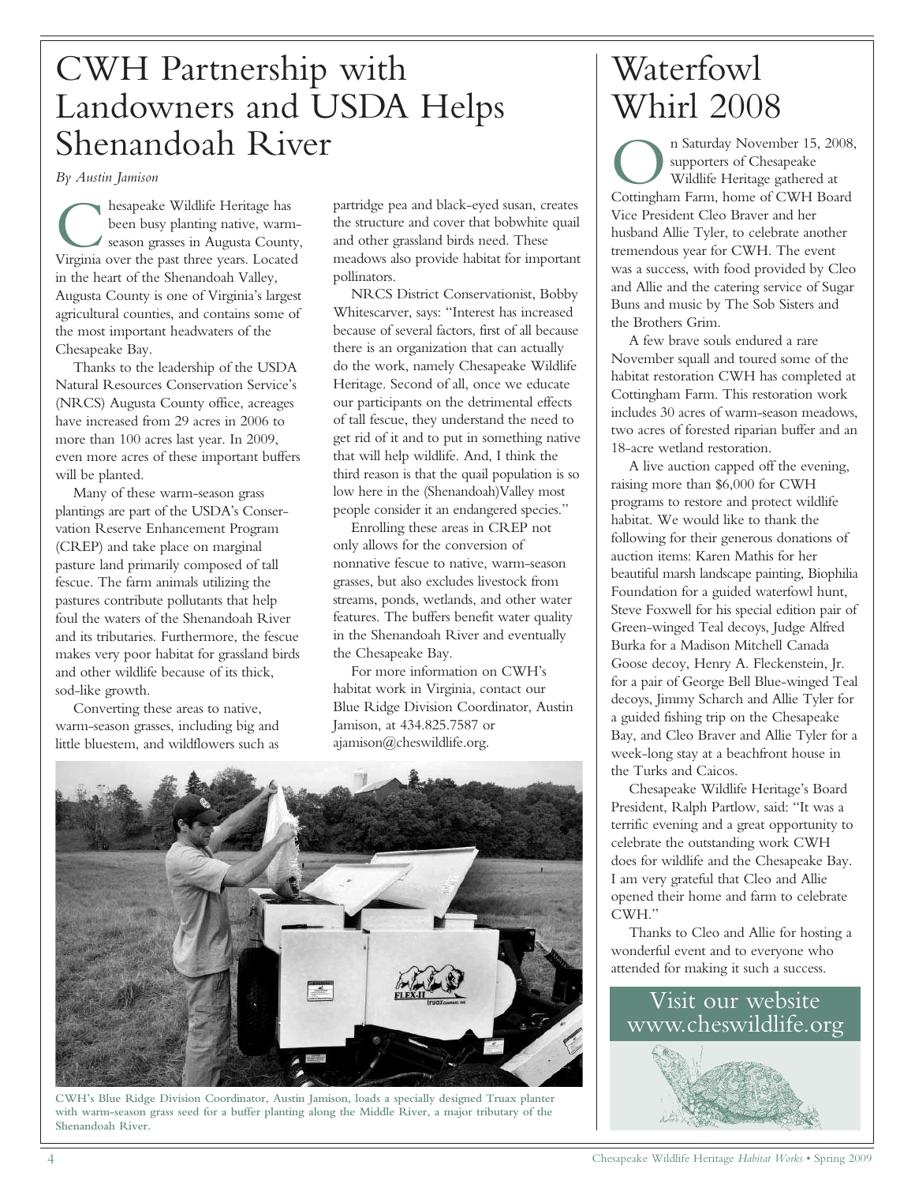# CWH Partnership with Landowners and USDA Helps Shenandoah River

*By Austin Jamison*

Chesapeake Wildlife Heritage has been busy planting native, warm-season grasses in Augusta County, Virginia over the past three years. Located in the heart of the Shenandoah Valley, Augusta County is one of Virginia's largest agricultural counties, and contains some of the most important headwaters of the Chesapeake Bay.

Thanks to the leadership of the USDA Natural Resources Conservation Service's (NRCS) Augusta County office, acreages have increased from 29 acres in 2006 to more than 100 acres last year. In 2009, even more acres of these important buffers will be planted.

Many of these warm-season grass plantings are part of the USDA's Conservation Reserve Enhancement Program (CREP) and take place on marginal pasture land primarily composed of tall fescue. The farm animals utilizing the pastures contribute pollutants that help foul the waters of the Shenandoah River and its tributaries. Furthermore, the fescue makes very poor habitat for grassland birds and other wildlife because of its thick, sod-like growth.

Converting these areas to native, warm-season grasses, including big and little bluestem, and wildflowers such as partridge pea and black-eyed susan, creates the structure and cover that bobwhite quail and other grassland birds need. These meadows also provide habitat for important pollinators.

NRCS District Conservationist, Bobby Whitescarver, says: "Interest has increased because of several factors, first of all because there is an organization that can actually do the work, namely Chesapeake Wildlife Heritage. Second of all, once we educate our participants on the detrimental effects of tall fescue, they understand the need to get rid of it and to put in something native that will help wildlife. And, I think the third reason is that the quail population is so low here in the (Shenandoah)Valley most people consider it an endangered species."

Enrolling these areas in CREP not only allows for the conversion of nonnative fescue to native, warm-season grasses, but also excludes livestock from streams, ponds, wetlands, and other water features. The buffers benefit water quality in the Shenandoah River and eventually the Chesapeake Bay.

For more information on CWH's habitat work in Virginia, contact our Blue Ridge Division Coordinator, Austin Jamison, at 434.825.7587 or ajamison@cheswildlife.org.

CWH's Blue Ridge Division Coordinator, Austin Jamison, loads a specially designed Truax planter with warm-season grass seed for a buffer planting along the Middle River, a major tributary of the Shenandoah River.

# Waterfowl Whirl 2008

On Saturday November 15, 2008, supporters of Chesapeake Wildlife Heritage gathered at Cottingham Farm, home of CWH Board Vice President Cleo Braver and her husband Allie Tyler, to celebrate another tremendous year for CWH. The event was a success, with food provided by Cleo and Allie and the catering service of Sugar Buns and music by The Sob Sisters and the Brothers Grim.

A few brave souls endured a rare November squall and toured some of the habitat restoration CWH has completed at Cottingham Farm. This restoration work includes 30 acres of warm-season meadows, two acres of forested riparian buffer and an 18-acre wetland restoration.

A live auction capped off the evening, raising more than $6,000 for CWH programs to restore and protect wildlife habitat. We would like to thank the following for their generous donations of auction items: Karen Mathis for her beautiful marsh landscape painting, Biophilia Foundation for a guided waterfowl hunt, Steve Foxwell for his special edition pair of Green-winged Teal decoys, Judge Alfred Burka for a Madison Mitchell Canada Goose decoy, Henry A. Fleckenstein, Jr. for a pair of George Bell Blue-winged Teal decoys, Jimmy Scharch and Allie Tyler for a guided fishing trip on the Chesapeake Bay, and Cleo Braver and Allie Tyler for a week-long stay at a beachfront house in the Turks and Caicos.

Chesapeake Wildlife Heritage's Board President, Ralph Partlow, said: "It was a terrific evening and a great opportunity to celebrate the outstanding work CWH does for wildlife and the Chesapeake Bay. I am very grateful that Cleo and Allie opened their home and farm to celebrate CWH."

Thanks to Cleo and Allie for hosting a wonderful event and to everyone who attended for making it such a success.

Visit our website www.cheswildlife.org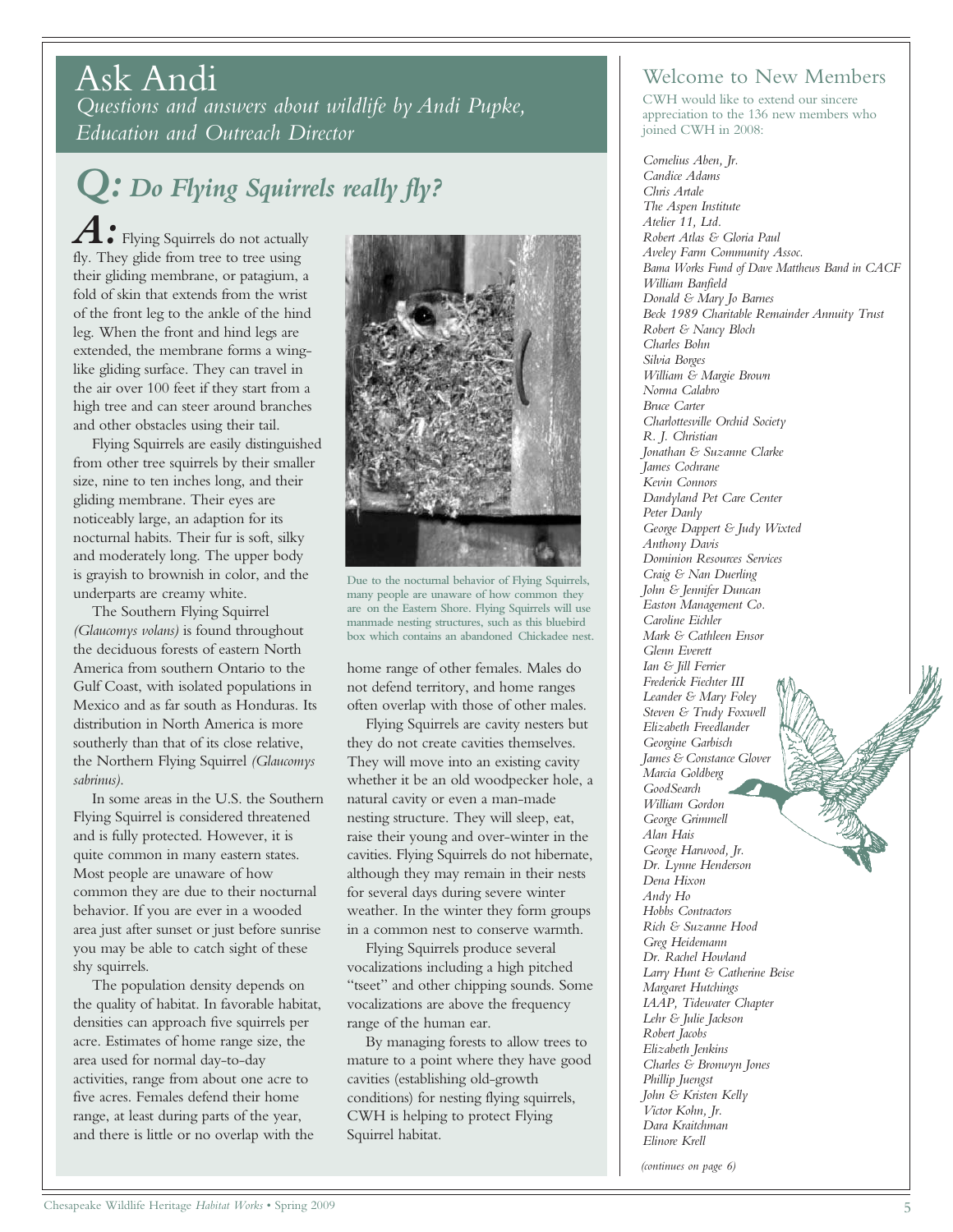# Ask Andi

*Questions and answers about wildlife by Andi Pupke, Education and Outreach Director*

## *Q: Do Flying Squirrels really fly?*

***A:*** Flying Squirrels do not actually fly. They glide from tree to tree using their gliding membrane, or patagium, a fold of skin that extends from the wrist of the front leg to the ankle of the hind leg. When the front and hind legs are extended, the membrane forms a wing-like gliding surface. They can travel in the air over 100 feet if they start from a high tree and can steer around branches and other obstacles using their tail.

Flying Squirrels are easily distinguished from other tree squirrels by their smaller size, nine to ten inches long, and their gliding membrane. Their eyes are noticeably large, an adaption for its nocturnal habits. Their fur is soft, silky and moderately long. The upper body is grayish to brownish in color, and the underparts are creamy white.

The Southern Flying Squirrel *(Glaucomys volans)* is found throughout the deciduous forests of eastern North America from southern Ontario to the Gulf Coast, with isolated populations in Mexico and as far south as Honduras. Its distribution in North America is more southerly than that of its close relative, the Northern Flying Squirrel *(Glaucomys sabrinus)*.

In some areas in the U.S. the Southern Flying Squirrel is considered threatened and is fully protected. However, it is quite common in many eastern states. Most people are unaware of how common they are due to their nocturnal behavior. If you are ever in a wooded area just after sunset or just before sunrise you may be able to catch sight of these shy squirrels.

The population density depends on the quality of habitat. In favorable habitat, densities can approach five squirrels per acre. Estimates of home range size, the area used for normal day-to-day activities, range from about one acre to five acres. Females defend their home range, at least during parts of the year, and there is little or no overlap with the home range of other females. Males do not defend territory, and home ranges often overlap with those of other males.

Due to the nocturnal behavior of Flying Squirrels, many people are unaware of how common they are on the Eastern Shore. Flying Squirrels will use manmade nesting structures, such as this bluebird box which contains an abandoned Chickadee nest.

Flying Squirrels are cavity nesters but they do not create cavities themselves. They will move into an existing cavity whether it be an old woodpecker hole, a natural cavity or even a man-made nesting structure. They will sleep, eat, raise their young and over-winter in the cavities. Flying Squirrels do not hibernate, although they may remain in their nests for several days during severe winter weather. In the winter they form groups in a common nest to conserve warmth.

Flying Squirrels produce several vocalizations including a high pitched "tseet" and other chipping sounds. Some vocalizations are above the frequency range of the human ear.

By managing forests to allow trees to mature to a point where they have good cavities (establishing old-growth conditions) for nesting flying squirrels, CWH is helping to protect Flying Squirrel habitat.

## Welcome to New Members

CWH would like to extend our sincere appreciation to the 136 new members who joined CWH in 2008:

*Cornelius Aben, Jr.*
*Candice Adams*
*Chris Artale*
*The Aspen Institute*
*Atelier 11, Ltd.*
*Robert Atlas & Gloria Paul*
*Aveley Farm Community Assoc.*
*Bama Works Fund of Dave Matthews Band in CACF*
*William Banfield*
*Donald & Mary Jo Barnes*
*Beck 1989 Charitable Remainder Annuity Trust*
*Robert & Nancy Bloch*
*Charles Bohn*
*Silvia Borges*
*William & Margie Brown*
*Norma Calabro*
*Bruce Carter*
*Charlottesville Orchid Society*
*R. J. Christian*
*Jonathan & Suzanne Clarke*
*James Cochrane*
*Kevin Connors*
*Dandyland Pet Care Center*
*Peter Danly*
*George Dappert & Judy Wixted*
*Anthony Davis*
*Dominion Resources Services*
*Craig & Nan Duerling*
*John & Jennifer Duncan*
*Easton Management Co.*
*Caroline Eichler*
*Mark & Cathleen Ensor*
*Glenn Everett*
*Ian & Jill Ferrier*
*Frederick Fiechter III*
*Leander & Mary Foley*
*Steven & Trudy Foxwell*
*Elizabeth Freedlander*
*Georgine Garbisch*
*James & Constance Glover*
*Marcia Goldberg*
*GoodSearch*
*William Gordon*
*George Grimmell*
*Alan Hais*
*George Harwood, Jr.*
*Dr. Lynne Henderson*
*Dena Hixon*
*Andy Ho*
*Hobbs Contractors*
*Rich & Suzanne Hood*
*Greg Heidemann*
*Dr. Rachel Howland*
*Larry Hunt & Catherine Beise*
*Margaret Hutchings*
*IAAP, Tidewater Chapter*
*Lehr & Julie Jackson*
*Robert Jacobs*
*Elizabeth Jenkins*
*Charles & Bronwyn Jones*
*Phillip Juengst*
*John & Kristen Kelly*
*Victor Kohn, Jr.*
*Dara Kraitchman*
*Elinore Krell*

*(continues on page 6)*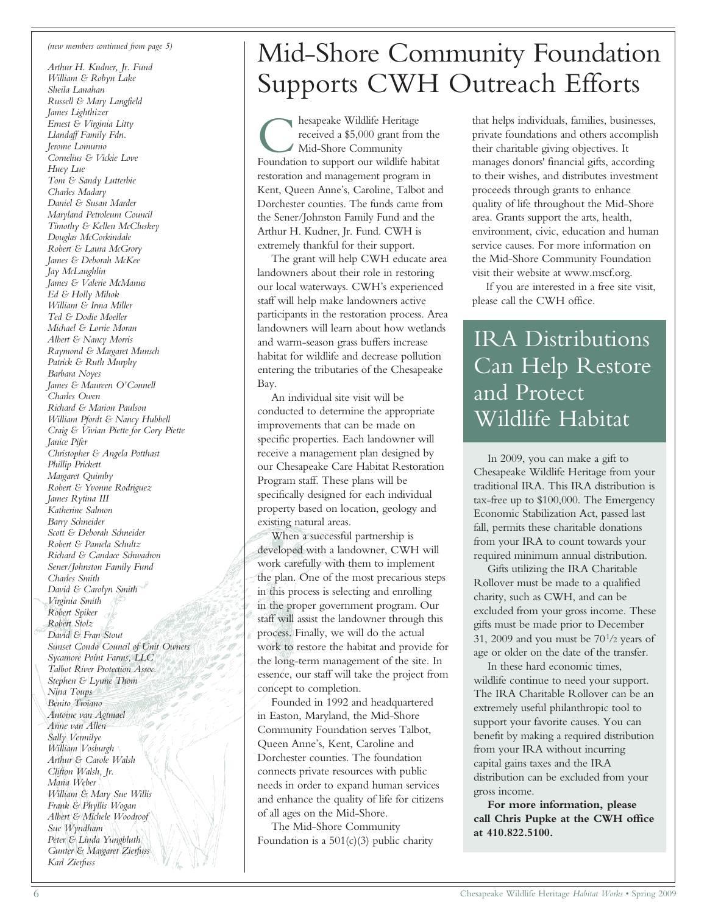*(new members continued from page 5)*

*Arthur H. Kudner, Jr. Fund*
*William & Robyn Lake*
*Sheila Lanahan*
*Russell & Mary Langfield*
*James Lighthizer*
*Ernest & Virginia Litty*
*Llandaff Family Fdn.*
*Jerome Lomurno*
*Cornelius & Vickie Love*
*Huey Lue*
*Tom & Sandy Lutterbie*
*Charles Madary*
*Daniel & Susan Marder*
*Maryland Petroleum Council*
*Timothy & Kellen McCluskey*
*Douglas McCorkindale*
*Robert & Laura McGrory*
*James & Deborah McKee*
*Jay McLaughlin*
*James & Valerie McManus*
*Ed & Holly Mihok*
*William & Irma Miller*
*Ted & Dodie Moeller*
*Michael & Lorrie Moran*
*Albert & Nancy Morris*
*Raymond & Margaret Munsch*
*Patrick & Ruth Murphy*
*Barbara Noyes*
*James & Maureen O'Connell*
*Charles Owen*
*Richard & Marion Paulson*
*William Pfordt & Nancy Hubbell*
*Craig & Vivian Piette for Cory Piette*
*Janice Pifer*
*Christopher & Angela Potthast*
*Phillip Prickett*
*Margaret Quimby*
*Robert & Yvonne Rodriguez*
*James Rytina III*
*Katherine Salmon*
*Barry Schneider*
*Scott & Deborah Schneider*
*Robert & Pamela Schultz*
*Richard & Candace Schwadron*
*Sener/Johnston Family Fund*
*Charles Smith*
*David & Carolyn Smith*
*Virginia Smith*
*Robert Spiker*
*Robert Stolz*
*David & Fran Stout*
*Sunset Condo Council of Unit Owners*
*Sycamore Point Farms, LLC*
*Talbot River Protection Assoc.*
*Stephen & Lynne Thom*
*Nina Toups*
*Benito Troiano*
*Antoine van Agtmael*
*Anne van Allen*
*Sally Vermilye*
*William Vosburgh*
*Arthur & Carole Walsh*
*Clifton Walsh, Jr.*
*Maria Weber*
*William & Mary Sue Willis*
*Frank & Phyllis Wogan*
*Albert & Michele Woodroof*
*Sue Wyndham*
*Peter & Linda Yungbluth*
*Gunter & Margaret Zierfuss*
*Karl Zierfuss*

# Mid-Shore Community Foundation Supports CWH Outreach Efforts

Chesapeake Wildlife Heritage received a $5,000 grant from the Mid-Shore Community Foundation to support our wildlife habitat restoration and management program in Kent, Queen Anne's, Caroline, Talbot and Dorchester counties. The funds came from the Sener/Johnston Family Fund and the Arthur H. Kudner, Jr. Fund. CWH is extremely thankful for their support.

The grant will help CWH educate area landowners about their role in restoring our local waterways. CWH's experienced staff will help make landowners active participants in the restoration process. Area landowners will learn about how wetlands and warm-season grass buffers increase habitat for wildlife and decrease pollution entering the tributaries of the Chesapeake Bay.

An individual site visit will be conducted to determine the appropriate improvements that can be made on specific properties. Each landowner will receive a management plan designed by our Chesapeake Care Habitat Restoration Program staff. These plans will be specifically designed for each individual property based on location, geology and existing natural areas.

When a successful partnership is developed with a landowner, CWH will work carefully with them to implement the plan. One of the most precarious steps in this process is selecting and enrolling in the proper government program. Our staff will assist the landowner through this process. Finally, we will do the actual work to restore the habitat and provide for the long-term management of the site. In essence, our staff will take the project from concept to completion.

Founded in 1992 and headquartered in Easton, Maryland, the Mid-Shore Community Foundation serves Talbot, Queen Anne's, Kent, Caroline and Dorchester counties. The foundation connects private resources with public needs in order to expand human services and enhance the quality of life for citizens of all ages on the Mid-Shore.

The Mid-Shore Community Foundation is a 501(c)(3) public charity that helps individuals, families, businesses, private foundations and others accomplish their charitable giving objectives. It manages donors' financial gifts, according to their wishes, and distributes investment proceeds through grants to enhance quality of life throughout the Mid-Shore area. Grants support the arts, health, environment, civic, education and human service causes. For more information on the Mid-Shore Community Foundation visit their website at www.mscf.org.

If you are interested in a free site visit, please call the CWH office.

## IRA Distributions Can Help Restore and Protect Wildlife Habitat

In 2009, you can make a gift to Chesapeake Wildlife Heritage from your traditional IRA. This IRA distribution is tax-free up to $100,000. The Emergency Economic Stabilization Act, passed last fall, permits these charitable donations from your IRA to count towards your required minimum annual distribution.

Gifts utilizing the IRA Charitable Rollover must be made to a qualified charity, such as CWH, and can be excluded from your gross income. These gifts must be made prior to December 31, 2009 and you must be 70½ years of age or older on the date of the transfer.

In these hard economic times, wildlife continue to need your support. The IRA Charitable Rollover can be an extremely useful philanthropic tool to support your favorite causes. You can benefit by making a required distribution from your IRA without incurring capital gains taxes and the IRA distribution can be excluded from your gross income.

**For more information, please call Chris Pupke at the CWH office at 410.822.5100.**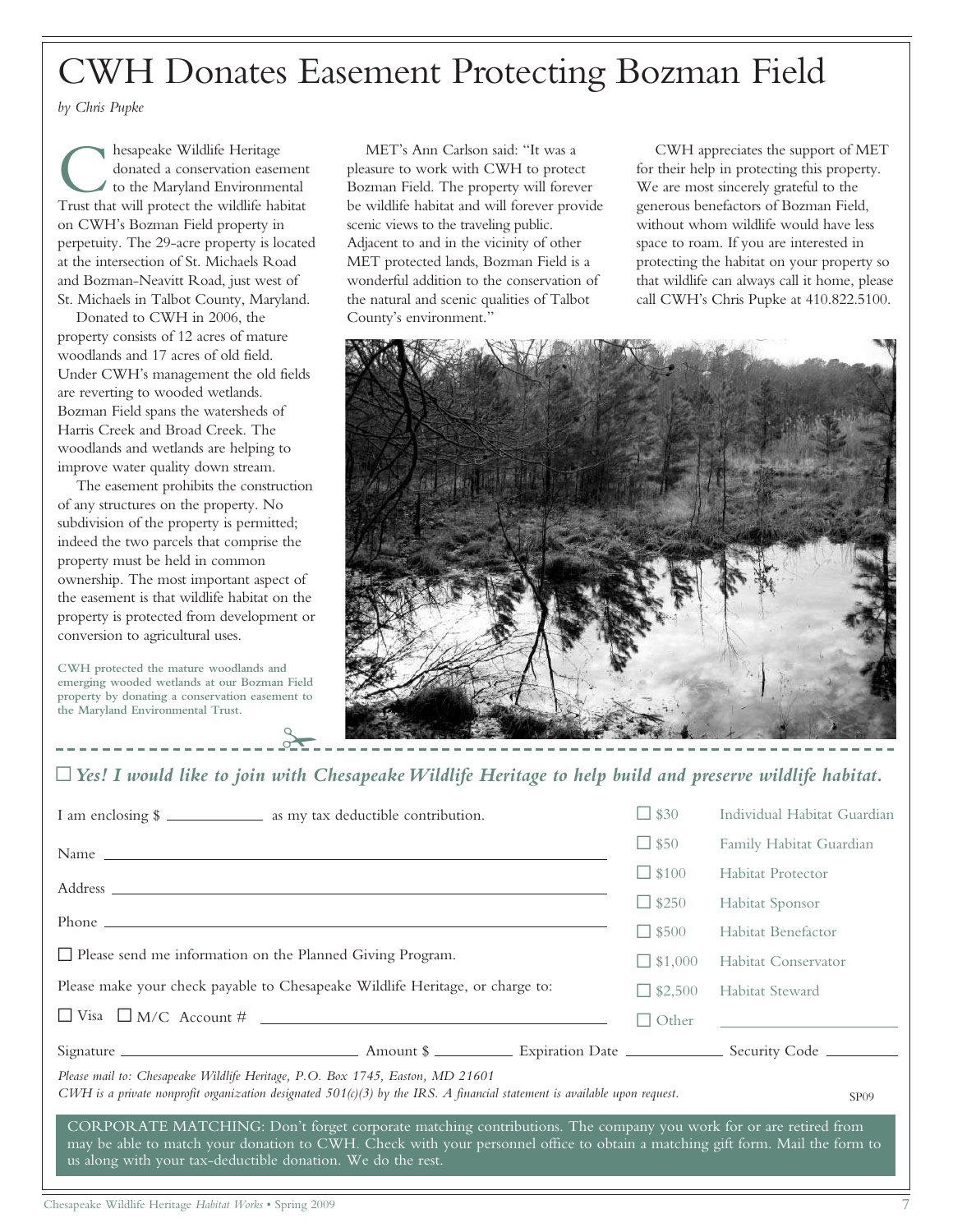# CWH Donates Easement Protecting Bozman Field

*by Chris Pupke*

Chesapeake Wildlife Heritage donated a conservation easement to the Maryland Environmental Trust that will protect the wildlife habitat on CWH's Bozman Field property in perpetuity. The 29-acre property is located at the intersection of St. Michaels Road and Bozman-Neavitt Road, just west of St. Michaels in Talbot County, Maryland.

Donated to CWH in 2006, the property consists of 12 acres of mature woodlands and 17 acres of old field. Under CWH's management the old fields are reverting to wooded wetlands. Bozman Field spans the watersheds of Harris Creek and Broad Creek. The woodlands and wetlands are helping to improve water quality down stream.

The easement prohibits the construction of any structures on the property. No subdivision of the property is permitted; indeed the two parcels that comprise the property must be held in common ownership. The most important aspect of the easement is that wildlife habitat on the property is protected from development or conversion to agricultural uses.

MET's Ann Carlson said: "It was a pleasure to work with CWH to protect Bozman Field. The property will forever be wildlife habitat and will forever provide scenic views to the traveling public. Adjacent to and in the vicinity of other MET protected lands, Bozman Field is a wonderful addition to the conservation of the natural and scenic qualities of Talbot County's environment."

CWH appreciates the support of MET for their help in protecting this property. We are most sincerely grateful to the generous benefactors of Bozman Field, without whom wildlife would have less space to roam. If you are interested in protecting the habitat on your property so that wildlife can always call it home, please call CWH's Chris Pupke at 410.822.5100.

**CWH protected the mature woodlands and emerging wooded wetlands at our Bozman Field property by donating a conservation easement to the Maryland Environmental Trust.**

---

☐ ***Yes! I would like to join with Chesapeake Wildlife Heritage to help build and preserve wildlife habitat.***

I am enclosing $ ____________ as my tax deductible contribution.

Name ______________________________

Address ______________________________

Phone ______________________________

☐ Please send me information on the Planned Giving Program.

Please make your check payable to Chesapeake Wildlife Heritage, or charge to:

☐ Visa ☐ M/C Account # ______________________________

| | |
|---|---|
| ☐ $30 | Individual Habitat Guardian |
| ☐ $50 | Family Habitat Guardian |
| ☐ $100 | Habitat Protector |
| ☐ $250 | Habitat Sponsor |
| ☐ $500 | Habitat Benefactor |
| ☐ $1,000 | Habitat Conservator |
| ☐ $2,500 | Habitat Steward |
| ☐ Other | ____________ |

Signature ____________ Amount $ ________ Expiration Date ________ Security Code ________

*Please mail to: Chesapeake Wildlife Heritage, P.O. Box 1745, Easton, MD 21601*

*CWH is a private nonprofit organization designated 501(c)(3) by the IRS. A financial statement is available upon request.*

SP09

CORPORATE MATCHING: Don't forget corporate matching contributions. The company you work for or are retired from may be able to match your donation to CWH. Check with your personnel office to obtain a matching gift form. Mail the form to us along with your tax-deductible donation. We do the rest.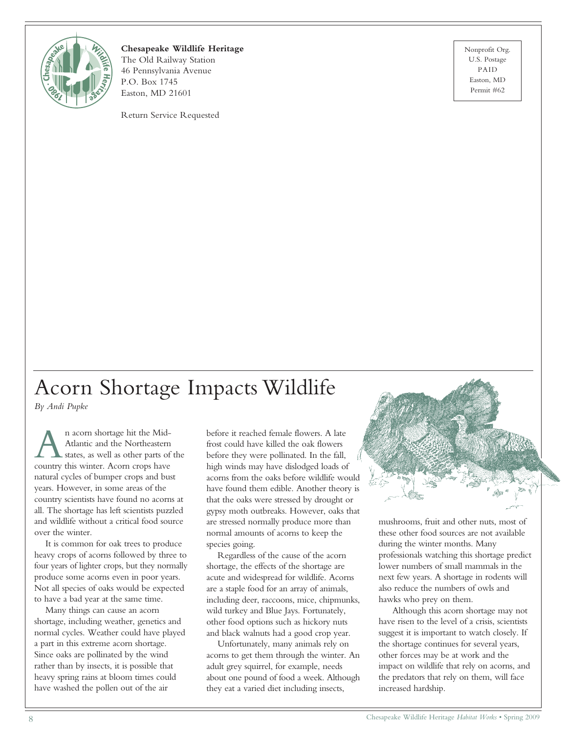**Chesapeake Wildlife Heritage**
The Old Railway Station
46 Pennsylvania Avenue
P.O. Box 1745
Easton, MD 21601

Return Service Requested

Nonprofit Org.
U.S. Postage
PAID
Easton, MD
Permit #62

# Acorn Shortage Impacts Wildlife

*By Andi Pupke*

An acorn shortage hit the Mid-Atlantic and the Northeastern states, as well as other parts of the country this winter. Acorn crops have natural cycles of bumper crops and bust years. However, in some areas of the country scientists have found no acorns at all. The shortage has left scientists puzzled and wildlife without a critical food source over the winter.

It is common for oak trees to produce heavy crops of acorns followed by three to four years of lighter crops, but they normally produce some acorns even in poor years. Not all species of oaks would be expected to have a bad year at the same time.

Many things can cause an acorn shortage, including weather, genetics and normal cycles. Weather could have played a part in this extreme acorn shortage. Since oaks are pollinated by the wind rather than by insects, it is possible that heavy spring rains at bloom times could have washed the pollen out of the air before it reached female flowers. A late frost could have killed the oak flowers before they were pollinated. In the fall, high winds may have dislodged loads of acorns from the oaks before wildlife would have found them edible. Another theory is that the oaks were stressed by drought or gypsy moth outbreaks. However, oaks that are stressed normally produce more than normal amounts of acorns to keep the species going.

Regardless of the cause of the acorn shortage, the effects of the shortage are acute and widespread for wildlife. Acorns are a staple food for an array of animals, including deer, raccoons, mice, chipmunks, wild turkey and Blue Jays. Fortunately, other food options such as hickory nuts and black walnuts had a good crop year.

Unfortunately, many animals rely on acorns to get them through the winter. An adult grey squirrel, for example, needs about one pound of food a week. Although they eat a varied diet including insects, mushrooms, fruit and other nuts, most of these other food sources are not available during the winter months. Many professionals watching this shortage predict lower numbers of small mammals in the next few years. A shortage in rodents will also reduce the numbers of owls and hawks who prey on them.

Although this acorn shortage may not have risen to the level of a crisis, scientists suggest it is important to watch closely. If the shortage continues for several years, other forces may be at work and the impact on wildlife that rely on acorns, and the predators that rely on them, will face increased hardship.